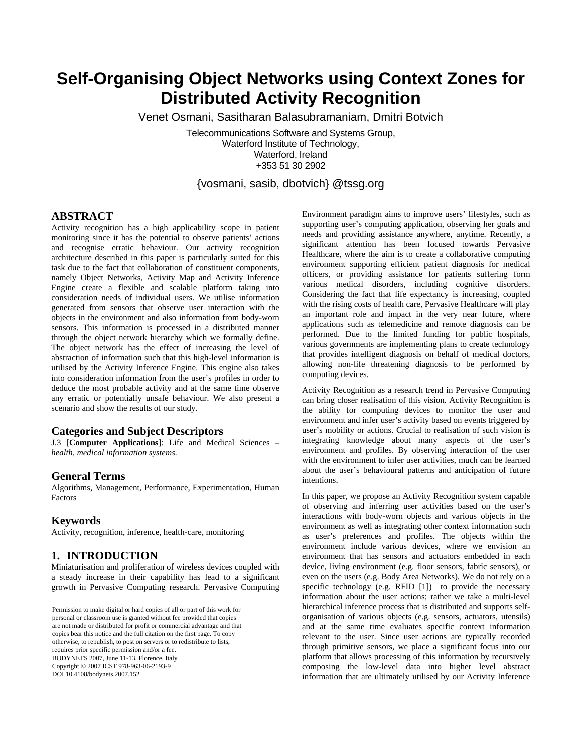# Self-Organising Object Networks using Context Zones for Distributed Activity Recognition

Venet Osmani, Sasitharan Balasubramaniam, Dmitri Botvich

Telecommunications Software and Systems Group,
Waterford Institute of Technology,
Waterford, Ireland
+353 51 30 2902

{vosmani, sasib, dbotvich} @tssg.org

## ABSTRACT

Activity recognition has a high applicability scope in patient monitoring since it has the potential to observe patients' actions and recognise erratic behaviour. Our activity recognition architecture described in this paper is particularly suited for this task due to the fact that collaboration of constituent components, namely Object Networks, Activity Map and Activity Inference Engine create a flexible and scalable platform taking into consideration needs of individual users. We utilise information generated from sensors that observe user interaction with the objects in the environment and also information from body-worn sensors. This information is processed in a distributed manner through the object network hierarchy which we formally define. The object network has the effect of increasing the level of abstraction of information such that this high-level information is utilised by the Activity Inference Engine. This engine also takes into consideration information from the user's profiles in order to deduce the most probable activity and at the same time observe any erratic or potentially unsafe behaviour. We also present a scenario and show the results of our study.

## Categories and Subject Descriptors

J.3 [**Computer Applications**]: Life and Medical Sciences – *health, medical information systems.*

## General Terms

Algorithms, Management, Performance, Experimentation, Human Factors

## Keywords

Activity, recognition, inference, health-care, monitoring

## 1. INTRODUCTION

Miniaturisation and proliferation of wireless devices coupled with a steady increase in their capability has lead to a significant growth in Pervasive Computing research. Pervasive Computing Environment paradigm aims to improve users' lifestyles, such as supporting user's computing application, observing her goals and needs and providing assistance anywhere, anytime. Recently, a significant attention has been focused towards Pervasive Healthcare, where the aim is to create a collaborative computing environment supporting efficient patient diagnosis for medical officers, or providing assistance for patients suffering form various medical disorders, including cognitive disorders. Considering the fact that life expectancy is increasing, coupled with the rising costs of health care, Pervasive Healthcare will play an important role and impact in the very near future, where applications such as telemedicine and remote diagnosis can be performed. Due to the limited funding for public hospitals, various governments are implementing plans to create technology that provides intelligent diagnosis on behalf of medical doctors, allowing non-life threatening diagnosis to be performed by computing devices.

Activity Recognition as a research trend in Pervasive Computing can bring closer realisation of this vision. Activity Recognition is the ability for computing devices to monitor the user and environment and infer user's activity based on events triggered by user's mobility or actions. Crucial to realisation of such vision is integrating knowledge about many aspects of the user's environment and profiles. By observing interaction of the user with the environment to infer user activities, much can be learned about the user's behavioural patterns and anticipation of future intentions.

In this paper, we propose an Activity Recognition system capable of observing and inferring user activities based on the user's interactions with body-worn objects and various objects in the environment as well as integrating other context information such as user's preferences and profiles. The objects within the environment include various devices, where we envision an environment that has sensors and actuators embedded in each device, living environment (e.g. floor sensors, fabric sensors), or even on the users (e.g. Body Area Networks). We do not rely on a specific technology (e.g. RFID [1]) to provide the necessary information about the user actions; rather we take a multi-level hierarchical inference process that is distributed and supports self-organisation of various objects (e.g. sensors, actuators, utensils) and at the same time evaluates specific context information relevant to the user. Since user actions are typically recorded through primitive sensors, we place a significant focus into our platform that allows processing of this information by recursively composing the low-level data into higher level abstract information that are ultimately utilised by our Activity Inference

Permission to make digital or hard copies of all or part of this work for personal or classroom use is granted without fee provided that copies are not made or distributed for profit or commercial advantage and that copies bear this notice and the full citation on the first page. To copy otherwise, to republish, to post on servers or to redistribute to lists, requires prior specific permission and/or a fee.
BODYNETS 2007, June 11-13, Florence, Italy
Copyright © 2007 ICST 978-963-06-2193-9
DOI 10.4108/bodynets.2007.152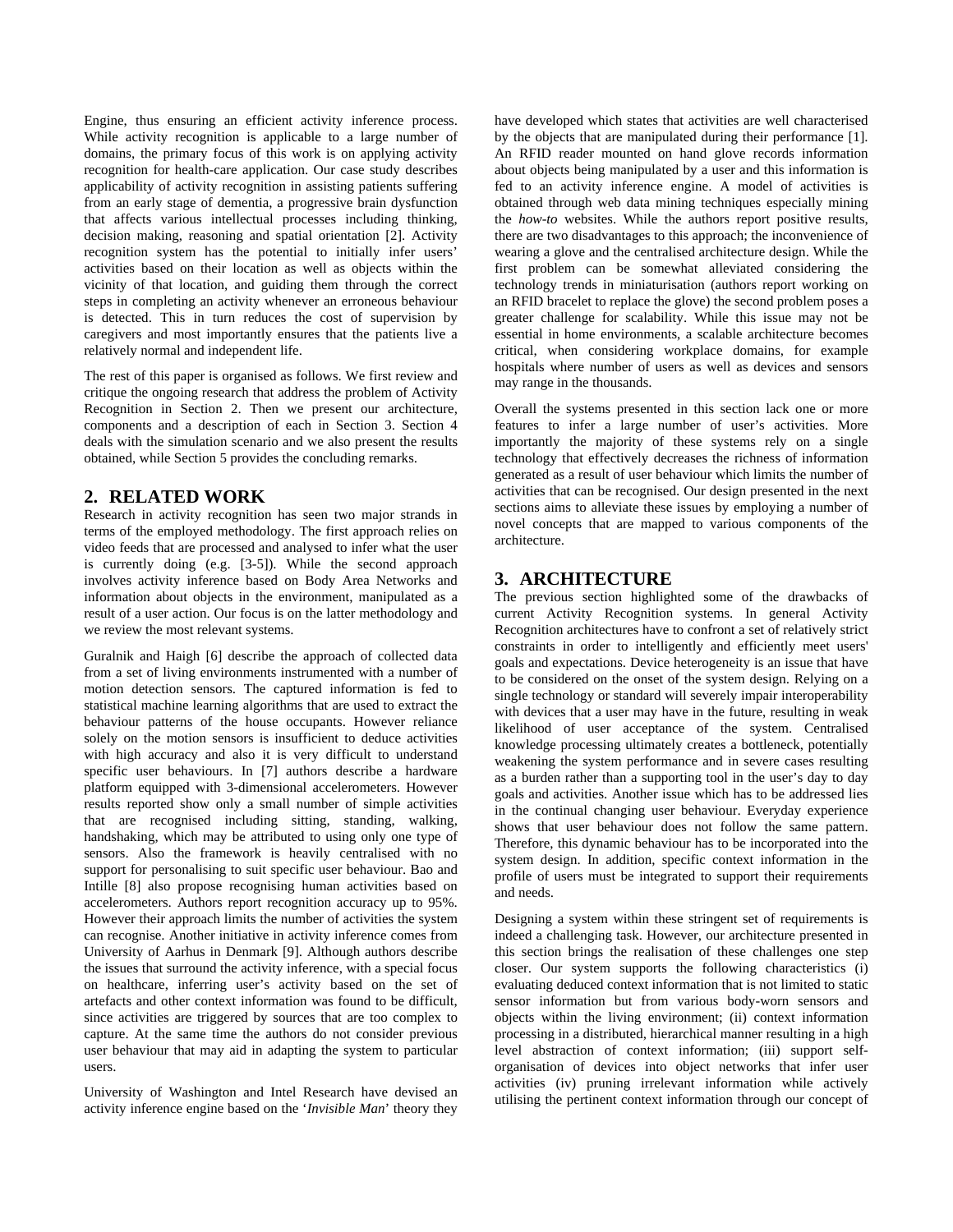Engine, thus ensuring an efficient activity inference process. While activity recognition is applicable to a large number of domains, the primary focus of this work is on applying activity recognition for health-care application. Our case study describes applicability of activity recognition in assisting patients suffering from an early stage of dementia, a progressive brain dysfunction that affects various intellectual processes including thinking, decision making, reasoning and spatial orientation [2]. Activity recognition system has the potential to initially infer users' activities based on their location as well as objects within the vicinity of that location, and guiding them through the correct steps in completing an activity whenever an erroneous behaviour is detected. This in turn reduces the cost of supervision by caregivers and most importantly ensures that the patients live a relatively normal and independent life.

The rest of this paper is organised as follows. We first review and critique the ongoing research that address the problem of Activity Recognition in Section 2. Then we present our architecture, components and a description of each in Section 3. Section 4 deals with the simulation scenario and we also present the results obtained, while Section 5 provides the concluding remarks.

## 2. RELATED WORK

Research in activity recognition has seen two major strands in terms of the employed methodology. The first approach relies on video feeds that are processed and analysed to infer what the user is currently doing (e.g. [3-5]). While the second approach involves activity inference based on Body Area Networks and information about objects in the environment, manipulated as a result of a user action. Our focus is on the latter methodology and we review the most relevant systems.

Guralnik and Haigh [6] describe the approach of collected data from a set of living environments instrumented with a number of motion detection sensors. The captured information is fed to statistical machine learning algorithms that are used to extract the behaviour patterns of the house occupants. However reliance solely on the motion sensors is insufficient to deduce activities with high accuracy and also it is very difficult to understand specific user behaviours. In [7] authors describe a hardware platform equipped with 3-dimensional accelerometers. However results reported show only a small number of simple activities that are recognised including sitting, standing, walking, handshaking, which may be attributed to using only one type of sensors. Also the framework is heavily centralised with no support for personalising to suit specific user behaviour. Bao and Intille [8] also propose recognising human activities based on accelerometers. Authors report recognition accuracy up to 95%. However their approach limits the number of activities the system can recognise. Another initiative in activity inference comes from University of Aarhus in Denmark [9]. Although authors describe the issues that surround the activity inference, with a special focus on healthcare, inferring user's activity based on the set of artefacts and other context information was found to be difficult, since activities are triggered by sources that are too complex to capture. At the same time the authors do not consider previous user behaviour that may aid in adapting the system to particular users.

University of Washington and Intel Research have devised an activity inference engine based on the '*Invisible Man*' theory they have developed which states that activities are well characterised by the objects that are manipulated during their performance [1]. An RFID reader mounted on hand glove records information about objects being manipulated by a user and this information is fed to an activity inference engine. A model of activities is obtained through web data mining techniques especially mining the *how-to* websites. While the authors report positive results, there are two disadvantages to this approach; the inconvenience of wearing a glove and the centralised architecture design. While the first problem can be somewhat alleviated considering the technology trends in miniaturisation (authors report working on an RFID bracelet to replace the glove) the second problem poses a greater challenge for scalability. While this issue may not be essential in home environments, a scalable architecture becomes critical, when considering workplace domains, for example hospitals where number of users as well as devices and sensors may range in the thousands.

Overall the systems presented in this section lack one or more features to infer a large number of user's activities. More importantly the majority of these systems rely on a single technology that effectively decreases the richness of information generated as a result of user behaviour which limits the number of activities that can be recognised. Our design presented in the next sections aims to alleviate these issues by employing a number of novel concepts that are mapped to various components of the architecture.

## 3. ARCHITECTURE

The previous section highlighted some of the drawbacks of current Activity Recognition systems. In general Activity Recognition architectures have to confront a set of relatively strict constraints in order to intelligently and efficiently meet users' goals and expectations. Device heterogeneity is an issue that have to be considered on the onset of the system design. Relying on a single technology or standard will severely impair interoperability with devices that a user may have in the future, resulting in weak likelihood of user acceptance of the system. Centralised knowledge processing ultimately creates a bottleneck, potentially weakening the system performance and in severe cases resulting as a burden rather than a supporting tool in the user's day to day goals and activities. Another issue which has to be addressed lies in the continual changing user behaviour. Everyday experience shows that user behaviour does not follow the same pattern. Therefore, this dynamic behaviour has to be incorporated into the system design. In addition, specific context information in the profile of users must be integrated to support their requirements and needs.

Designing a system within these stringent set of requirements is indeed a challenging task. However, our architecture presented in this section brings the realisation of these challenges one step closer. Our system supports the following characteristics (i) evaluating deduced context information that is not limited to static sensor information but from various body-worn sensors and objects within the living environment; (ii) context information processing in a distributed, hierarchical manner resulting in a high level abstraction of context information; (iii) support self-organisation of devices into object networks that infer user activities (iv) pruning irrelevant information while actively utilising the pertinent context information through our concept of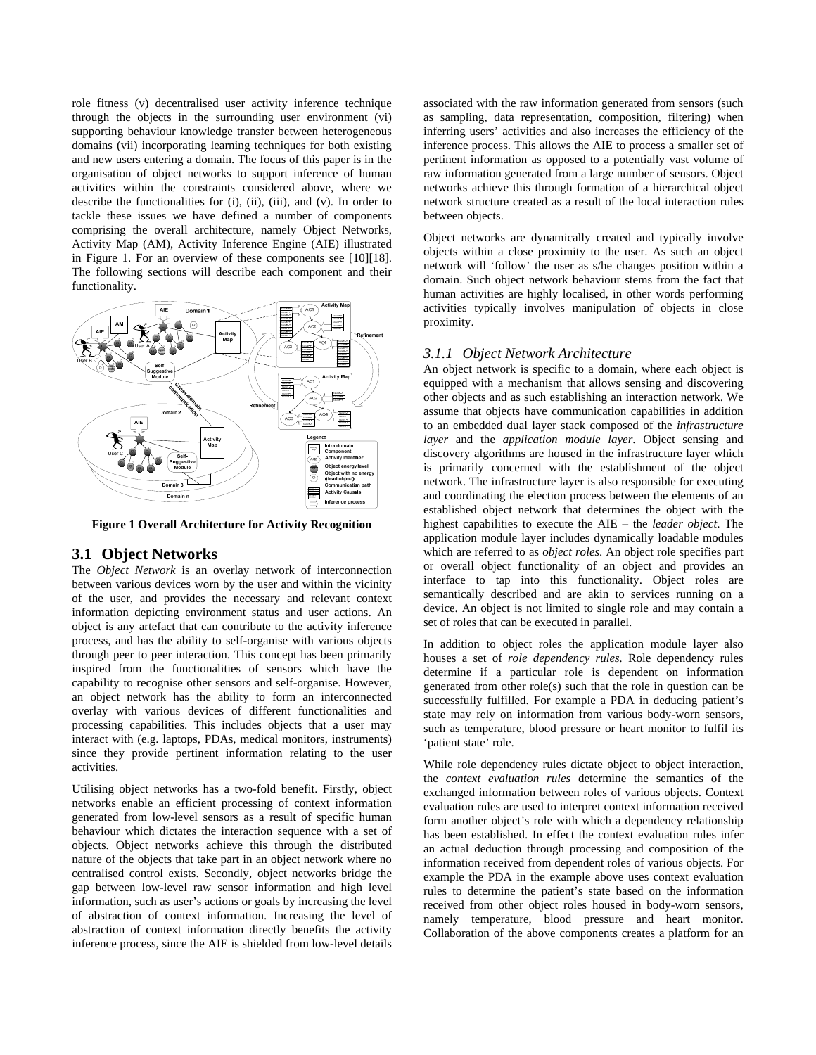role fitness (v) decentralised user activity inference technique through the objects in the surrounding user environment (vi) supporting behaviour knowledge transfer between heterogeneous domains (vii) incorporating learning techniques for both existing and new users entering a domain. The focus of this paper is in the organisation of object networks to support inference of human activities within the constraints considered above, where we describe the functionalities for (i), (ii), (iii), and (v). In order to tackle these issues we have defined a number of components comprising the overall architecture, namely Object Networks, Activity Map (AM), Activity Inference Engine (AIE) illustrated in Figure 1. For an overview of these components see [10][18]. The following sections will describe each component and their functionality.

**Figure 1 Overall Architecture for Activity Recognition**

## 3.1 Object Networks

The *Object Network* is an overlay network of interconnection between various devices worn by the user and within the vicinity of the user, and provides the necessary and relevant context information depicting environment status and user actions. An object is any artefact that can contribute to the activity inference process, and has the ability to self-organise with various objects through peer to peer interaction. This concept has been primarily inspired from the functionalities of sensors which have the capability to recognise other sensors and self-organise. However, an object network has the ability to form an interconnected overlay with various devices of different functionalities and processing capabilities. This includes objects that a user may interact with (e.g. laptops, PDAs, medical monitors, instruments) since they provide pertinent information relating to the user activities.

Utilising object networks has a two-fold benefit. Firstly, object networks enable an efficient processing of context information generated from low-level sensors as a result of specific human behaviour which dictates the interaction sequence with a set of objects. Object networks achieve this through the distributed nature of the objects that take part in an object network where no centralised control exists. Secondly, object networks bridge the gap between low-level raw sensor information and high level information, such as user's actions or goals by increasing the level of abstraction of context information. Increasing the level of abstraction of context information directly benefits the activity inference process, since the AIE is shielded from low-level details associated with the raw information generated from sensors (such as sampling, data representation, composition, filtering) when inferring users' activities and also increases the efficiency of the inference process. This allows the AIE to process a smaller set of pertinent information as opposed to a potentially vast volume of raw information generated from a large number of sensors. Object networks achieve this through formation of a hierarchical object network structure created as a result of the local interaction rules between objects.

Object networks are dynamically created and typically involve objects within a close proximity to the user. As such an object network will 'follow' the user as s/he changes position within a domain. Such object network behaviour stems from the fact that human activities are highly localised, in other words performing activities typically involves manipulation of objects in close proximity.

### *3.1.1 Object Network Architecture*

An object network is specific to a domain, where each object is equipped with a mechanism that allows sensing and discovering other objects and as such establishing an interaction network. We assume that objects have communication capabilities in addition to an embedded dual layer stack composed of the *infrastructure layer* and the *application module layer*. Object sensing and discovery algorithms are housed in the infrastructure layer which is primarily concerned with the establishment of the object network. The infrastructure layer is also responsible for executing and coordinating the election process between the elements of an established object network that determines the object with the highest capabilities to execute the AIE – the *leader object*. The application module layer includes dynamically loadable modules which are referred to as *object roles*. An object role specifies part or overall object functionality of an object and provides an interface to tap into this functionality. Object roles are semantically described and are akin to services running on a device. An object is not limited to single role and may contain a set of roles that can be executed in parallel.

In addition to object roles the application module layer also houses a set of *role dependency rules*. Role dependency rules determine if a particular role is dependent on information generated from other role(s) such that the role in question can be successfully fulfilled. For example a PDA in deducing patient's state may rely on information from various body-worn sensors, such as temperature, blood pressure or heart monitor to fulfil its 'patient state' role.

While role dependency rules dictate object to object interaction, the *context evaluation rules* determine the semantics of the exchanged information between roles of various objects. Context evaluation rules are used to interpret context information received form another object's role with which a dependency relationship has been established. In effect the context evaluation rules infer an actual deduction through processing and composition of the information received from dependent roles of various objects. For example the PDA in the example above uses context evaluation rules to determine the patient's state based on the information received from other object roles housed in body-worn sensors, namely temperature, blood pressure and heart monitor. Collaboration of the above components creates a platform for an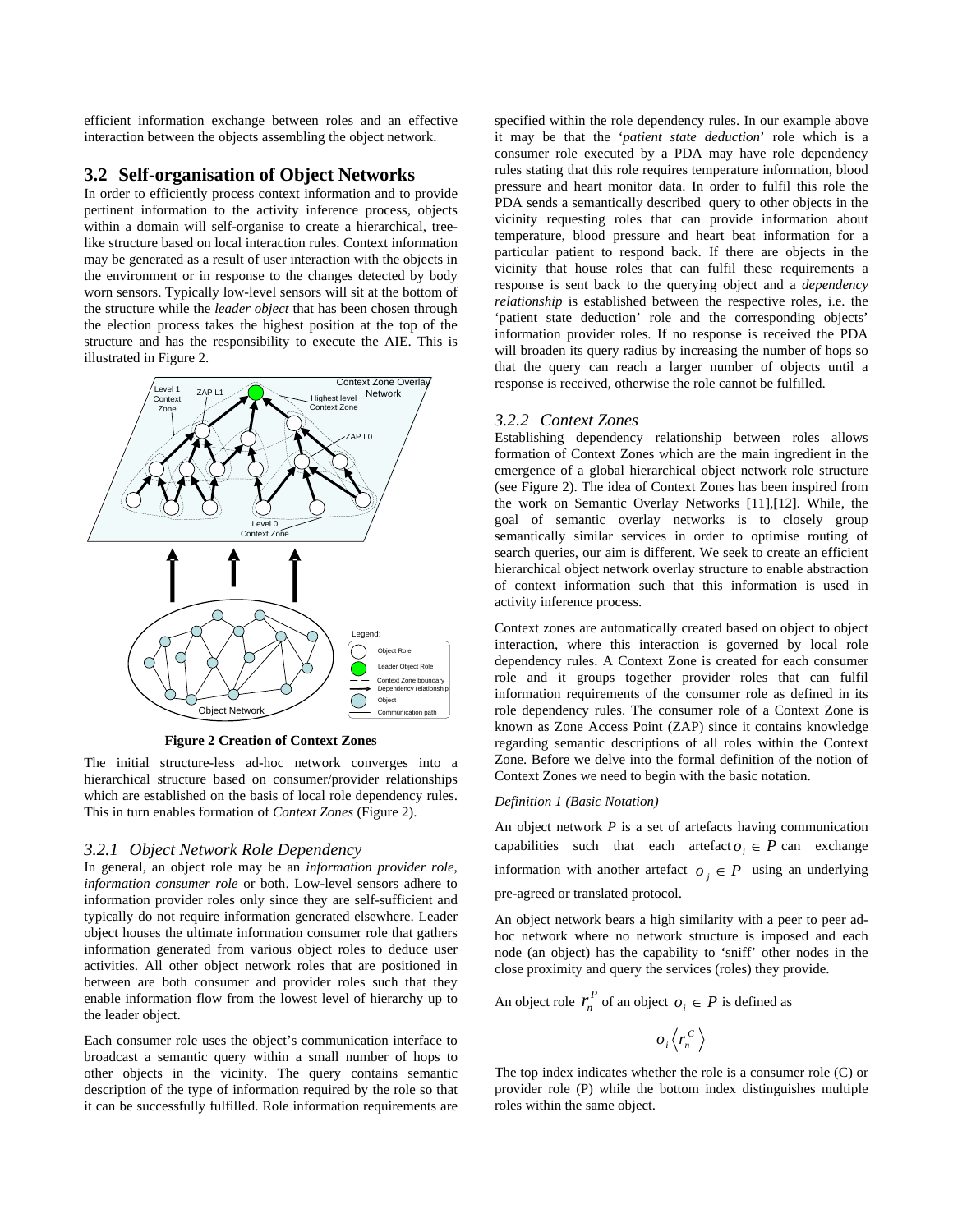efficient information exchange between roles and an effective interaction between the objects assembling the object network.

## 3.2 Self-organisation of Object Networks

In order to efficiently process context information and to provide pertinent information to the activity inference process, objects within a domain will self-organise to create a hierarchical, tree-like structure based on local interaction rules. Context information may be generated as a result of user interaction with the objects in the environment or in response to the changes detected by body worn sensors. Typically low-level sensors will sit at the bottom of the structure while the *leader object* that has been chosen through the election process takes the highest position at the top of the structure and has the responsibility to execute the AIE. This is illustrated in Figure 2.

**Figure 2 Creation of Context Zones**

The initial structure-less ad-hoc network converges into a hierarchical structure based on consumer/provider relationships which are established on the basis of local role dependency rules. This in turn enables formation of *Context Zones* (Figure 2).

### *3.2.1 Object Network Role Dependency*

In general, an object role may be an *information provider role, information consumer role* or both. Low-level sensors adhere to information provider roles only since they are self-sufficient and typically do not require information generated elsewhere. Leader object houses the ultimate information consumer role that gathers information generated from various object roles to deduce user activities. All other object network roles that are positioned in between are both consumer and provider roles such that they enable information flow from the lowest level of hierarchy up to the leader object.

Each consumer role uses the object's communication interface to broadcast a semantic query within a small number of hops to other objects in the vicinity. The query contains semantic description of the type of information required by the role so that it can be successfully fulfilled. Role information requirements are specified within the role dependency rules. In our example above it may be that the '*patient state deduction*' role which is a consumer role executed by a PDA may have role dependency rules stating that this role requires temperature information, blood pressure and heart monitor data. In order to fulfil this role the PDA sends a semantically described query to other objects in the vicinity requesting roles that can provide information about temperature, blood pressure and heart beat information for a particular patient to respond back. If there are objects in the vicinity that house roles that can fulfil these requirements a response is sent back to the querying object and a *dependency relationship* is established between the respective roles, i.e. the 'patient state deduction' role and the corresponding objects' information provider roles. If no response is received the PDA will broaden its query radius by increasing the number of hops so that the query can reach a larger number of objects until a response is received, otherwise the role cannot be fulfilled.

### *3.2.2 Context Zones*

Establishing dependency relationship between roles allows formation of Context Zones which are the main ingredient in the emergence of a global hierarchical object network role structure (see Figure 2). The idea of Context Zones has been inspired from the work on Semantic Overlay Networks [11],[12]. While, the goal of semantic overlay networks is to closely group semantically similar services in order to optimise routing of search queries, our aim is different. We seek to create an efficient hierarchical object network overlay structure to enable abstraction of context information such that this information is used in activity inference process.

Context zones are automatically created based on object to object interaction, where this interaction is governed by local role dependency rules. A Context Zone is created for each consumer role and it groups together provider roles that can fulfil information requirements of the consumer role as defined in its role dependency rules. The consumer role of a Context Zone is known as Zone Access Point (ZAP) since it contains knowledge regarding semantic descriptions of all roles within the Context Zone. Before we delve into the formal definition of the notion of Context Zones we need to begin with the basic notation.

*Definition 1 (Basic Notation)*

An object network $P$ is a set of artefacts having communication capabilities such that each artefact $o_i \in P$ can exchange information with another artefact $o_j \in P$ using an underlying pre-agreed or translated protocol.

An object network bears a high similarity with a peer to peer ad-hoc network where no network structure is imposed and each node (an object) has the capability to 'sniff' other nodes in the close proximity and query the services (roles) they provide.

An object role $r_n^P$ of an object $o_i \in P$ is defined as

$$o_i \left\langle r_n^C \right\rangle$$

The top index indicates whether the role is a consumer role (C) or provider role (P) while the bottom index distinguishes multiple roles within the same object.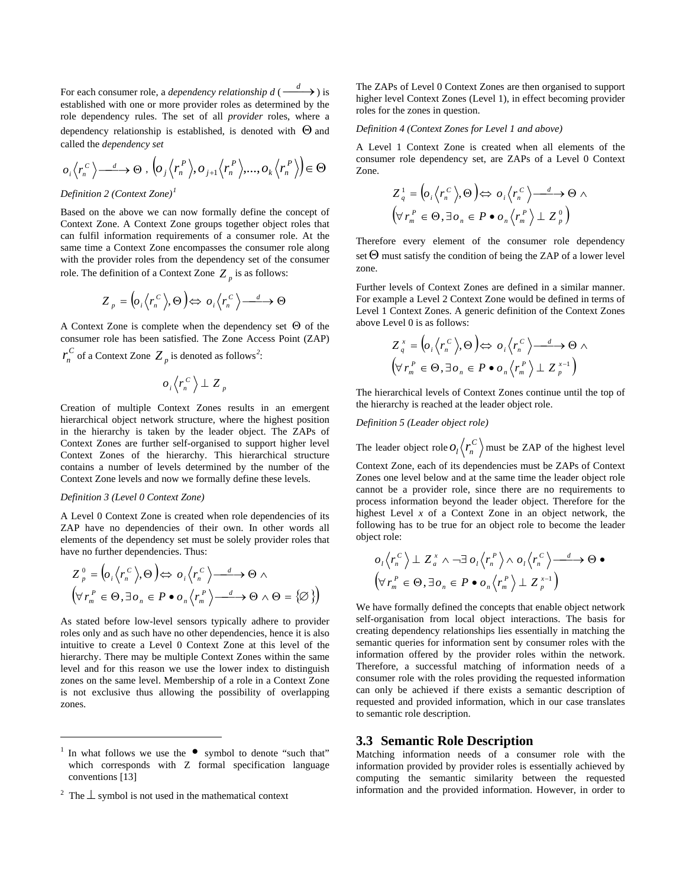For each consumer role, a *dependency relationship d* ( $\xrightarrow{d}$ ) is established with one or more provider roles as determined by the role dependency rules. The set of all *provider* roles, where a dependency relationship is established, is denoted with $\Theta$ and called the *dependency set*

$$o_i\left\langle r_n^C \right\rangle \xrightarrow{d} \Theta \ , \ \left(o_j\left\langle r_n^P \right\rangle, o_{j+1}\left\langle r_n^P \right\rangle, ..., o_k\left\langle r_n^P \right\rangle\right) \in \Theta$$

*Definition 2 (Context Zone)*[1]

Based on the above we can now formally define the concept of Context Zone. A Context Zone groups together object roles that can fulfil information requirements of a consumer role. At the same time a Context Zone encompasses the consumer role along with the provider roles from the dependency set of the consumer role. The definition of a Context Zone $Z_p$ is as follows:

$$Z_p = \left(o_i\left\langle r_n^C \right\rangle, \Theta\right) \Leftrightarrow o_i\left\langle r_n^C \right\rangle \xrightarrow{d} \Theta$$

A Context Zone is complete when the dependency set $\Theta$ of the consumer role has been satisfied. The Zone Access Point (ZAP) $r_n^C$ of a Context Zone $Z_p$ is denoted as follows[2]:

$$o_i\left\langle r_n^C \right\rangle \perp Z_p$$

Creation of multiple Context Zones results in an emergent hierarchical object network structure, where the highest position in the hierarchy is taken by the leader object. The ZAPs of Context Zones are further self-organised to support higher level Context Zones of the hierarchy. This hierarchical structure contains a number of levels determined by the number of the Context Zone levels and now we formally define these levels.

*Definition 3 (Level 0 Context Zone)*

A Level 0 Context Zone is created when role dependencies of its ZAP have no dependencies of their own. In other words all elements of the dependency set must be solely provider roles that have no further dependencies. Thus:

$$Z_p^0 = \left(o_i\left\langle r_n^C \right\rangle, \Theta\right) \Leftrightarrow o_i\left\langle r_n^C \right\rangle \xrightarrow{d} \Theta \ \wedge$$
$$\left(\forall r_m^P \in \Theta, \exists o_n \in P \bullet o_n\left\langle r_m^P \right\rangle \xrightarrow{d} \Theta \wedge \Theta = \{\varnothing\}\right)$$

As stated before low-level sensors typically adhere to provider roles only and as such have no other dependencies, hence it is also intuitive to create a Level 0 Context Zone at this level of the hierarchy. There may be multiple Context Zones within the same level and for this reason we use the lower index to distinguish zones on the same level. Membership of a role in a Context Zone is not exclusive thus allowing the possibility of overlapping zones.

The ZAPs of Level 0 Context Zones are then organised to support higher level Context Zones (Level 1), in effect becoming provider roles for the zones in question.

*Definition 4 (Context Zones for Level 1 and above)*

A Level 1 Context Zone is created when all elements of the consumer role dependency set, are ZAPs of a Level 0 Context Zone.

$$Z_q^1 = \left(o_i\left\langle r_n^C \right\rangle, \Theta\right) \Leftrightarrow o_i\left\langle r_n^C \right\rangle \xrightarrow{d} \Theta \ \wedge$$
$$\left(\forall r_m^P \in \Theta, \exists o_n \in P \bullet o_n\left\langle r_m^P \right\rangle \perp Z_p^0\right)$$

Therefore every element of the consumer role dependency set $\Theta$ must satisfy the condition of being the ZAP of a lower level zone.

Further levels of Context Zones are defined in a similar manner. For example a Level 2 Context Zone would be defined in terms of Level 1 Context Zones. A generic definition of the Context Zones above Level 0 is as follows:

$$Z_q^x = \left(o_i\left\langle r_n^C \right\rangle, \Theta\right) \Leftrightarrow o_i\left\langle r_n^C \right\rangle \xrightarrow{d} \Theta \ \wedge$$
$$\left(\forall r_m^P \in \Theta, \exists o_n \in P \bullet o_n\left\langle r_m^P \right\rangle \perp Z_p^{x-1}\right)$$

The hierarchical levels of Context Zones continue until the top of the hierarchy is reached at the leader object role.

*Definition 5 (Leader object role)*

The leader object role $o_l\left\langle r_n^C \right\rangle$ must be ZAP of the highest level Context Zone, each of its dependencies must be ZAPs of Context Zones one level below and at the same time the leader object role cannot be a provider role, since there are no requirements to process information beyond the leader object. Therefore for the highest Level *x* of a Context Zone in an object network, the following has to be true for an object role to become the leader object role:

$$o_l\left\langle r_n^C \right\rangle \perp Z_a^x \wedge \neg\exists\, o_l\left\langle r_n^P \right\rangle \wedge o_l\left\langle r_n^C \right\rangle \xrightarrow{d} \Theta \bullet$$
$$\left(\forall r_m^P \in \Theta, \exists o_n \in P \bullet o_n\left\langle r_m^P \right\rangle \perp Z_p^{x-1}\right)$$

We have formally defined the concepts that enable object network self-organisation from local object interactions. The basis for creating dependency relationships lies essentially in matching the semantic queries for information sent by consumer roles with the information offered by the provider roles within the network. Therefore, a successful matching of information needs of a consumer role with the roles providing the requested information can only be achieved if there exists a semantic description of requested and provided information, which in our case translates to semantic role description.

## 3.3 Semantic Role Description

Matching information needs of a consumer role with the information provided by provider roles is essentially achieved by computing the semantic similarity between the requested information and the provided information. However, in order to

---

[1] In what follows we use the $\bullet$ symbol to denote "such that" which corresponds with Z formal specification language conventions [13]

[2] The $\perp$ symbol is not used in the mathematical context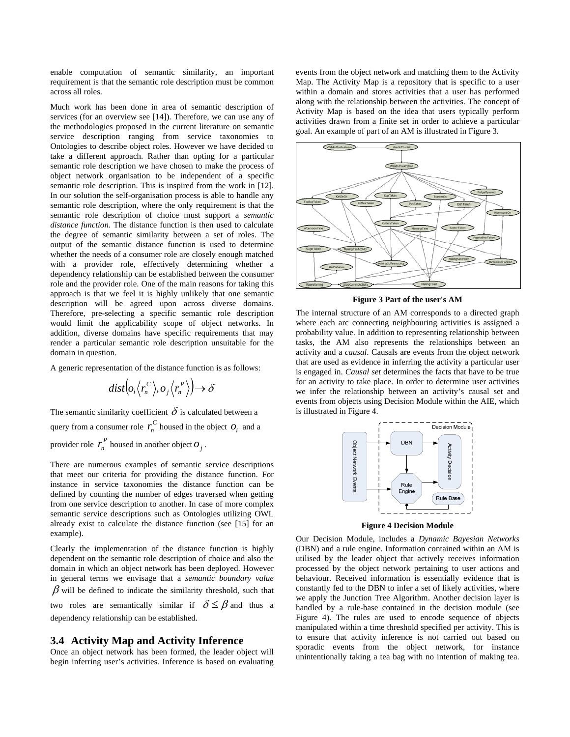enable computation of semantic similarity, an important requirement is that the semantic role description must be common across all roles.

Much work has been done in area of semantic description of services (for an overview see [14]). Therefore, we can use any of the methodologies proposed in the current literature on semantic service description ranging from service taxonomies to Ontologies to describe object roles. However we have decided to take a different approach. Rather than opting for a particular semantic role description we have chosen to make the process of object network organisation to be independent of a specific semantic role description. This is inspired from the work in [12]. In our solution the self-organisation process is able to handle any semantic role description, where the only requirement is that the semantic role description of choice must support a *semantic distance function*. The distance function is then used to calculate the degree of semantic similarity between a set of roles. The output of the semantic distance function is used to determine whether the needs of a consumer role are closely enough matched with a provider role, effectively determining whether a dependency relationship can be established between the consumer role and the provider role. One of the main reasons for taking this approach is that we feel it is highly unlikely that one semantic description will be agreed upon across diverse domains. Therefore, pre-selecting a specific semantic role description would limit the applicability scope of object networks. In addition, diverse domains have specific requirements that may render a particular semantic role description unsuitable for the domain in question.

A generic representation of the distance function is as follows:

$$dist\left(o_i\left\langle r_n^C\right\rangle, o_j\left\langle r_n^P\right\rangle\right) \rightarrow \delta$$

The semantic similarity coefficient $\delta$ is calculated between a query from a consumer role $r_n^C$ housed in the object $o_i$ and a provider role $r_n^P$ housed in another object $o_j$.

There are numerous examples of semantic service descriptions that meet our criteria for providing the distance function. For instance in service taxonomies the distance function can be defined by counting the number of edges traversed when getting from one service description to another. In case of more complex semantic service descriptions such as Ontologies utilizing OWL already exist to calculate the distance function (see [15] for an example).

Clearly the implementation of the distance function is highly dependent on the semantic role description of choice and also the domain in which an object network has been deployed. However in general terms we envisage that a *semantic boundary value* $\beta$ will be defined to indicate the similarity threshold, such that two roles are semantically similar if $\delta \leq \beta$ and thus a dependency relationship can be established.

### 3.4 Activity Map and Activity Inference

Once an object network has been formed, the leader object will begin inferring user's activities. Inference is based on evaluating events from the object network and matching them to the Activity Map. The Activity Map is a repository that is specific to a user within a domain and stores activities that a user has performed along with the relationship between the activities. The concept of Activity Map is based on the idea that users typically perform activities drawn from a finite set in order to achieve a particular goal. An example of part of an AM is illustrated in Figure 3.

**Figure 3 Part of the user's AM**

The internal structure of an AM corresponds to a directed graph where each arc connecting neighbouring activities is assigned a probability value. In addition to representing relationship between tasks, the AM also represents the relationships between an activity and a *causal*. Causals are events from the object network that are used as evidence in inferring the activity a particular user is engaged in. *Causal set* determines the facts that have to be true for an activity to take place. In order to determine user activities we infer the relationship between an activity's causal set and events from objects using Decision Module within the AIE, which is illustrated in Figure 4.

**Figure 4 Decision Module**

Our Decision Module, includes a *Dynamic Bayesian Networks* (DBN) and a rule engine. Information contained within an AM is utilised by the leader object that actively receives information processed by the object network pertaining to user actions and behaviour. Received information is essentially evidence that is constantly fed to the DBN to infer a set of likely activities, where we apply the Junction Tree Algorithm. Another decision layer is handled by a rule-base contained in the decision module (see Figure 4). The rules are used to encode sequence of objects manipulated within a time threshold specified per activity. This is to ensure that activity inference is not carried out based on sporadic events from the object network, for instance unintentionally taking a tea bag with no intention of making tea.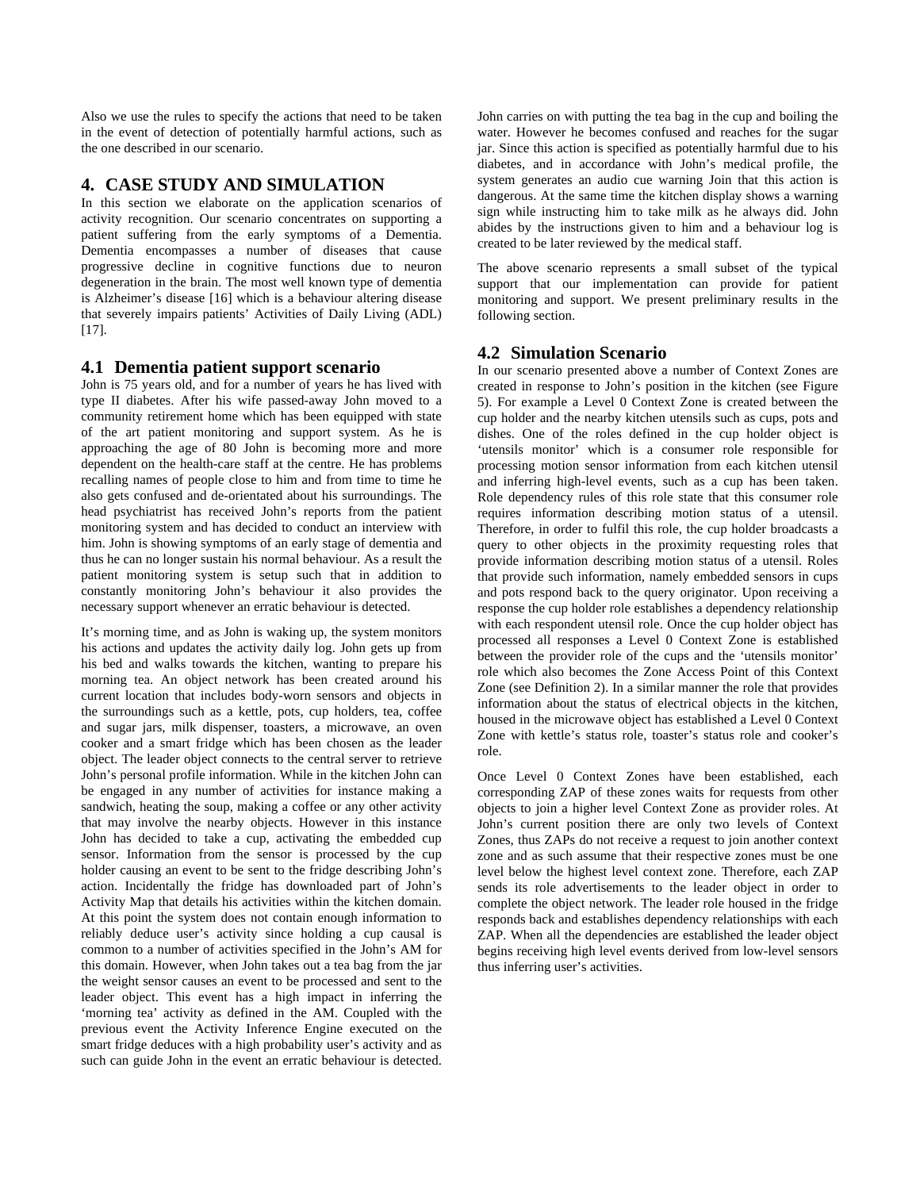Also we use the rules to specify the actions that need to be taken in the event of detection of potentially harmful actions, such as the one described in our scenario.

## 4. CASE STUDY AND SIMULATION

In this section we elaborate on the application scenarios of activity recognition. Our scenario concentrates on supporting a patient suffering from the early symptoms of a Dementia. Dementia encompasses a number of diseases that cause progressive decline in cognitive functions due to neuron degeneration in the brain. The most well known type of dementia is Alzheimer's disease [16] which is a behaviour altering disease that severely impairs patients' Activities of Daily Living (ADL) [17].

### 4.1 Dementia patient support scenario

John is 75 years old, and for a number of years he has lived with type II diabetes. After his wife passed-away John moved to a community retirement home which has been equipped with state of the art patient monitoring and support system. As he is approaching the age of 80 John is becoming more and more dependent on the health-care staff at the centre. He has problems recalling names of people close to him and from time to time he also gets confused and de-orientated about his surroundings. The head psychiatrist has received John's reports from the patient monitoring system and has decided to conduct an interview with him. John is showing symptoms of an early stage of dementia and thus he can no longer sustain his normal behaviour. As a result the patient monitoring system is setup such that in addition to constantly monitoring John's behaviour it also provides the necessary support whenever an erratic behaviour is detected.

It's morning time, and as John is waking up, the system monitors his actions and updates the activity daily log. John gets up from his bed and walks towards the kitchen, wanting to prepare his morning tea. An object network has been created around his current location that includes body-worn sensors and objects in the surroundings such as a kettle, pots, cup holders, tea, coffee and sugar jars, milk dispenser, toasters, a microwave, an oven cooker and a smart fridge which has been chosen as the leader object. The leader object connects to the central server to retrieve John's personal profile information. While in the kitchen John can be engaged in any number of activities for instance making a sandwich, heating the soup, making a coffee or any other activity that may involve the nearby objects. However in this instance John has decided to take a cup, activating the embedded cup sensor. Information from the sensor is processed by the cup holder causing an event to be sent to the fridge describing John's action. Incidentally the fridge has downloaded part of John's Activity Map that details his activities within the kitchen domain. At this point the system does not contain enough information to reliably deduce user's activity since holding a cup causal is common to a number of activities specified in the John's AM for this domain. However, when John takes out a tea bag from the jar the weight sensor causes an event to be processed and sent to the leader object. This event has a high impact in inferring the 'morning tea' activity as defined in the AM. Coupled with the previous event the Activity Inference Engine executed on the smart fridge deduces with a high probability user's activity and as such can guide John in the event an erratic behaviour is detected. John carries on with putting the tea bag in the cup and boiling the water. However he becomes confused and reaches for the sugar jar. Since this action is specified as potentially harmful due to his diabetes, and in accordance with John's medical profile, the system generates an audio cue warning Join that this action is dangerous. At the same time the kitchen display shows a warning sign while instructing him to take milk as he always did. John abides by the instructions given to him and a behaviour log is created to be later reviewed by the medical staff.

The above scenario represents a small subset of the typical support that our implementation can provide for patient monitoring and support. We present preliminary results in the following section.

### 4.2 Simulation Scenario

In our scenario presented above a number of Context Zones are created in response to John's position in the kitchen (see Figure 5). For example a Level 0 Context Zone is created between the cup holder and the nearby kitchen utensils such as cups, pots and dishes. One of the roles defined in the cup holder object is 'utensils monitor' which is a consumer role responsible for processing motion sensor information from each kitchen utensil and inferring high-level events, such as a cup has been taken. Role dependency rules of this role state that this consumer role requires information describing motion status of a utensil. Therefore, in order to fulfil this role, the cup holder broadcasts a query to other objects in the proximity requesting roles that provide information describing motion status of a utensil. Roles that provide such information, namely embedded sensors in cups and pots respond back to the query originator. Upon receiving a response the cup holder role establishes a dependency relationship with each respondent utensil role. Once the cup holder object has processed all responses a Level 0 Context Zone is established between the provider role of the cups and the 'utensils monitor' role which also becomes the Zone Access Point of this Context Zone (see Definition 2). In a similar manner the role that provides information about the status of electrical objects in the kitchen, housed in the microwave object has established a Level 0 Context Zone with kettle's status role, toaster's status role and cooker's role.

Once Level 0 Context Zones have been established, each corresponding ZAP of these zones waits for requests from other objects to join a higher level Context Zone as provider roles. At John's current position there are only two levels of Context Zones, thus ZAPs do not receive a request to join another context zone and as such assume that their respective zones must be one level below the highest level context zone. Therefore, each ZAP sends its role advertisements to the leader object in order to complete the object network. The leader role housed in the fridge responds back and establishes dependency relationships with each ZAP. When all the dependencies are established the leader object begins receiving high level events derived from low-level sensors thus inferring user's activities.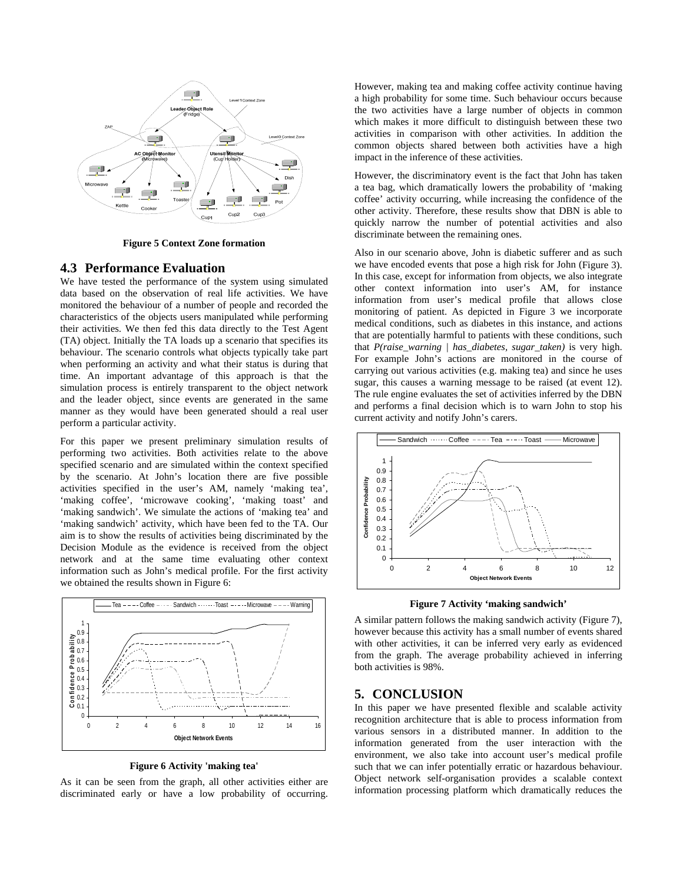**Figure 5 Context Zone formation**

## 4.3 Performance Evaluation

We have tested the performance of the system using simulated data based on the observation of real life activities. We have monitored the behaviour of a number of people and recorded the characteristics of the objects users manipulated while performing their activities. We then fed this data directly to the Test Agent (TA) object. Initially the TA loads up a scenario that specifies its behaviour. The scenario controls what objects typically take part when performing an activity and what their status is during that time. An important advantage of this approach is that the simulation process is entirely transparent to the object network and the leader object, since events are generated in the same manner as they would have been generated should a real user perform a particular activity.

For this paper we present preliminary simulation results of performing two activities. Both activities relate to the above specified scenario and are simulated within the context specified by the scenario. At John's location there are five possible activities specified in the user's AM, namely 'making tea', 'making coffee', 'microwave cooking', 'making toast' and 'making sandwich'. We simulate the actions of 'making tea' and 'making sandwich' activity, which have been fed to the TA. Our aim is to show the results of activities being discriminated by the Decision Module as the evidence is received from the object network and at the same time evaluating other context information such as John's medical profile. For the first activity we obtained the results shown in Figure 6:

**Figure 6 Activity 'making tea'**

As it can be seen from the graph, all other activities either are discriminated early or have a low probability of occurring. However, making tea and making coffee activity continue having a high probability for some time. Such behaviour occurs because the two activities have a large number of objects in common which makes it more difficult to distinguish between these two activities in comparison with other activities. In addition the common objects shared between both activities have a high impact in the inference of these activities.

However, the discriminatory event is the fact that John has taken a tea bag, which dramatically lowers the probability of 'making coffee' activity occurring, while increasing the confidence of the other activity. Therefore, these results show that DBN is able to quickly narrow the number of potential activities and also discriminate between the remaining ones.

Also in our scenario above, John is diabetic sufferer and as such we have encoded events that pose a high risk for John (Figure 3). In this case, except for information from objects, we also integrate other context information into user's AM, for instance information from user's medical profile that allows close monitoring of patient. As depicted in Figure 3 we incorporate medical conditions, such as diabetes in this instance, and actions that are potentially harmful to patients with these conditions, such that *P(raise_warning | has_diabetes, sugar_taken)* is very high. For example John's actions are monitored in the course of carrying out various activities (e.g. making tea) and since he uses sugar, this causes a warning message to be raised (at event 12). The rule engine evaluates the set of activities inferred by the DBN and performs a final decision which is to warn John to stop his current activity and notify John's carers.

**Figure 7 Activity 'making sandwich'**

A similar pattern follows the making sandwich activity (Figure 7), however because this activity has a small number of events shared with other activities, it can be inferred very early as evidenced from the graph. The average probability achieved in inferring both activities is 98%.

## 5. CONCLUSION

In this paper we have presented flexible and scalable activity recognition architecture that is able to process information from various sensors in a distributed manner. In addition to the information generated from the user interaction with the environment, we also take into account user's medical profile such that we can infer potentially erratic or hazardous behaviour. Object network self-organisation provides a scalable context information processing platform which dramatically reduces the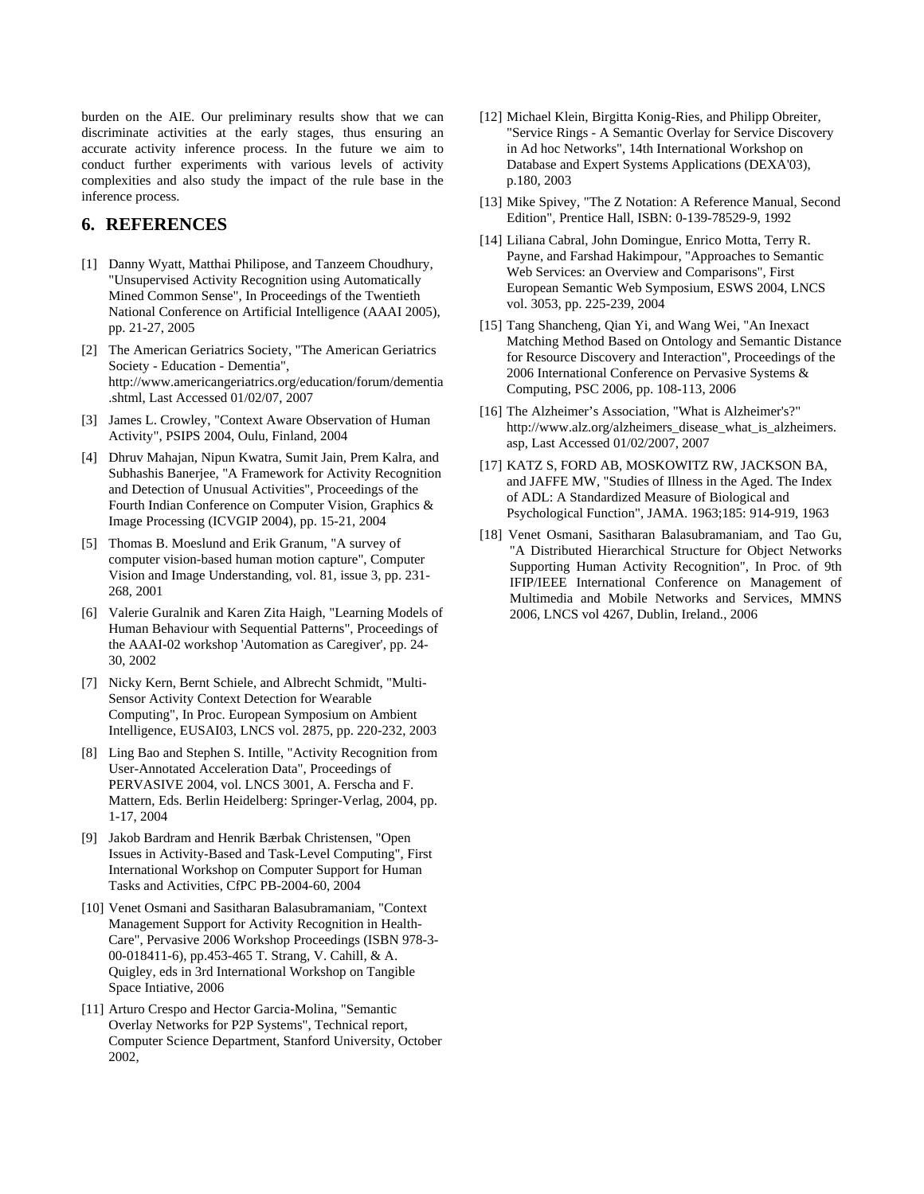burden on the AIE. Our preliminary results show that we can discriminate activities at the early stages, thus ensuring an accurate activity inference process. In the future we aim to conduct further experiments with various levels of activity complexities and also study the impact of the rule base in the inference process.

## 6. REFERENCES

[1] Danny Wyatt, Matthai Philipose, and Tanzeem Choudhury, "Unsupervised Activity Recognition using Automatically Mined Common Sense", In Proceedings of the Twentieth National Conference on Artificial Intelligence (AAAI 2005), pp. 21-27, 2005

[2] The American Geriatrics Society, "The American Geriatrics Society - Education - Dementia", http://www.americangeriatrics.org/education/forum/dementia.shtml, Last Accessed 01/02/07, 2007

[3] James L. Crowley, "Context Aware Observation of Human Activity", PSIPS 2004, Oulu, Finland, 2004

[4] Dhruv Mahajan, Nipun Kwatra, Sumit Jain, Prem Kalra, and Subhashis Banerjee, "A Framework for Activity Recognition and Detection of Unusual Activities", Proceedings of the Fourth Indian Conference on Computer Vision, Graphics & Image Processing (ICVGIP 2004), pp. 15-21, 2004

[5] Thomas B. Moeslund and Erik Granum, "A survey of computer vision-based human motion capture", Computer Vision and Image Understanding, vol. 81, issue 3, pp. 231-268, 2001

[6] Valerie Guralnik and Karen Zita Haigh, "Learning Models of Human Behaviour with Sequential Patterns", Proceedings of the AAAI-02 workshop 'Automation as Caregiver', pp. 24-30, 2002

[7] Nicky Kern, Bernt Schiele, and Albrecht Schmidt, "Multi-Sensor Activity Context Detection for Wearable Computing", In Proc. European Symposium on Ambient Intelligence, EUSAI03, LNCS vol. 2875, pp. 220-232, 2003

[8] Ling Bao and Stephen S. Intille, "Activity Recognition from User-Annotated Acceleration Data", Proceedings of PERVASIVE 2004, vol. LNCS 3001, A. Ferscha and F. Mattern, Eds. Berlin Heidelberg: Springer-Verlag, 2004, pp. 1-17, 2004

[9] Jakob Bardram and Henrik Bærbak Christensen, "Open Issues in Activity-Based and Task-Level Computing", First International Workshop on Computer Support for Human Tasks and Activities, CfPC PB-2004-60, 2004

[10] Venet Osmani and Sasitharan Balasubramaniam, "Context Management Support for Activity Recognition in Health-Care", Pervasive 2006 Workshop Proceedings (ISBN 978-3-00-018411-6), pp.453-465 T. Strang, V. Cahill, & A. Quigley, eds in 3rd International Workshop on Tangible Space Intiative, 2006

[11] Arturo Crespo and Hector Garcia-Molina, "Semantic Overlay Networks for P2P Systems", Technical report, Computer Science Department, Stanford University, October 2002,

[12] Michael Klein, Birgitta Konig-Ries, and Philipp Obreiter, "Service Rings - A Semantic Overlay for Service Discovery in Ad hoc Networks", 14th International Workshop on Database and Expert Systems Applications (DEXA'03), p.180, 2003

[13] Mike Spivey, "The Z Notation: A Reference Manual, Second Edition", Prentice Hall, ISBN: 0-139-78529-9, 1992

[14] Liliana Cabral, John Domingue, Enrico Motta, Terry R. Payne, and Farshad Hakimpour, "Approaches to Semantic Web Services: an Overview and Comparisons", First European Semantic Web Symposium, ESWS 2004, LNCS vol. 3053, pp. 225-239, 2004

[15] Tang Shancheng, Qian Yi, and Wang Wei, "An Inexact Matching Method Based on Ontology and Semantic Distance for Resource Discovery and Interaction", Proceedings of the 2006 International Conference on Pervasive Systems & Computing, PSC 2006, pp. 108-113, 2006

[16] The Alzheimer's Association, "What is Alzheimer's?" http://www.alz.org/alzheimers_disease_what_is_alzheimers.asp, Last Accessed 01/02/2007, 2007

[17] KATZ S, FORD AB, MOSKOWITZ RW, JACKSON BA, and JAFFE MW, "Studies of Illness in the Aged. The Index of ADL: A Standardized Measure of Biological and Psychological Function", JAMA. 1963;185: 914-919, 1963

[18] Venet Osmani, Sasitharan Balasubramaniam, and Tao Gu, "A Distributed Hierarchical Structure for Object Networks Supporting Human Activity Recognition", In Proc. of 9th IFIP/IEEE International Conference on Management of Multimedia and Mobile Networks and Services, MMNS 2006, LNCS vol 4267, Dublin, Ireland., 2006